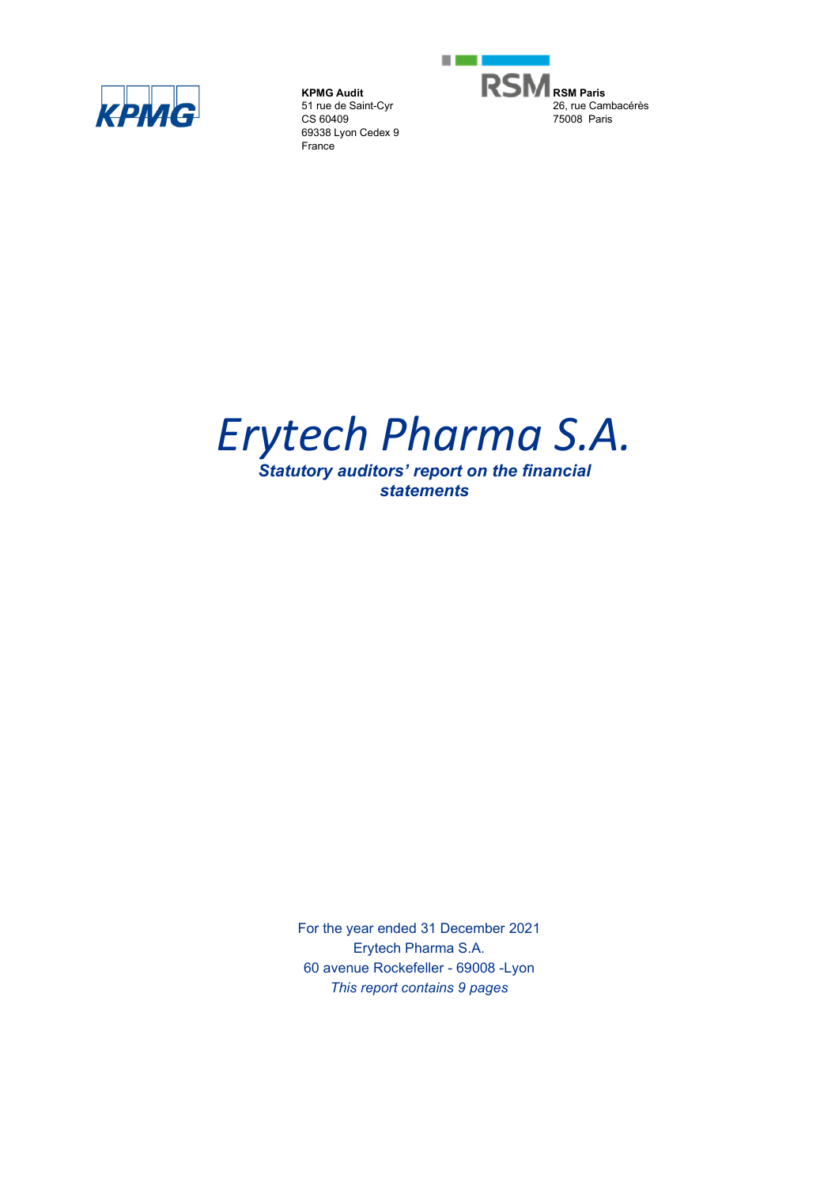**KPMG Audit**
51 rue de Saint-Cyr
CS 60409
69338 Lyon Cedex 9
France

**RSM Paris**
26, rue Cambacérès
75008 Paris

# *Erytech Pharma S.A.*

***Statutory auditors' report on the financial statements***

For the year ended 31 December 2021
Erytech Pharma S.A.
60 avenue Rockefeller - 69008 -Lyon
*This report contains 9 pages*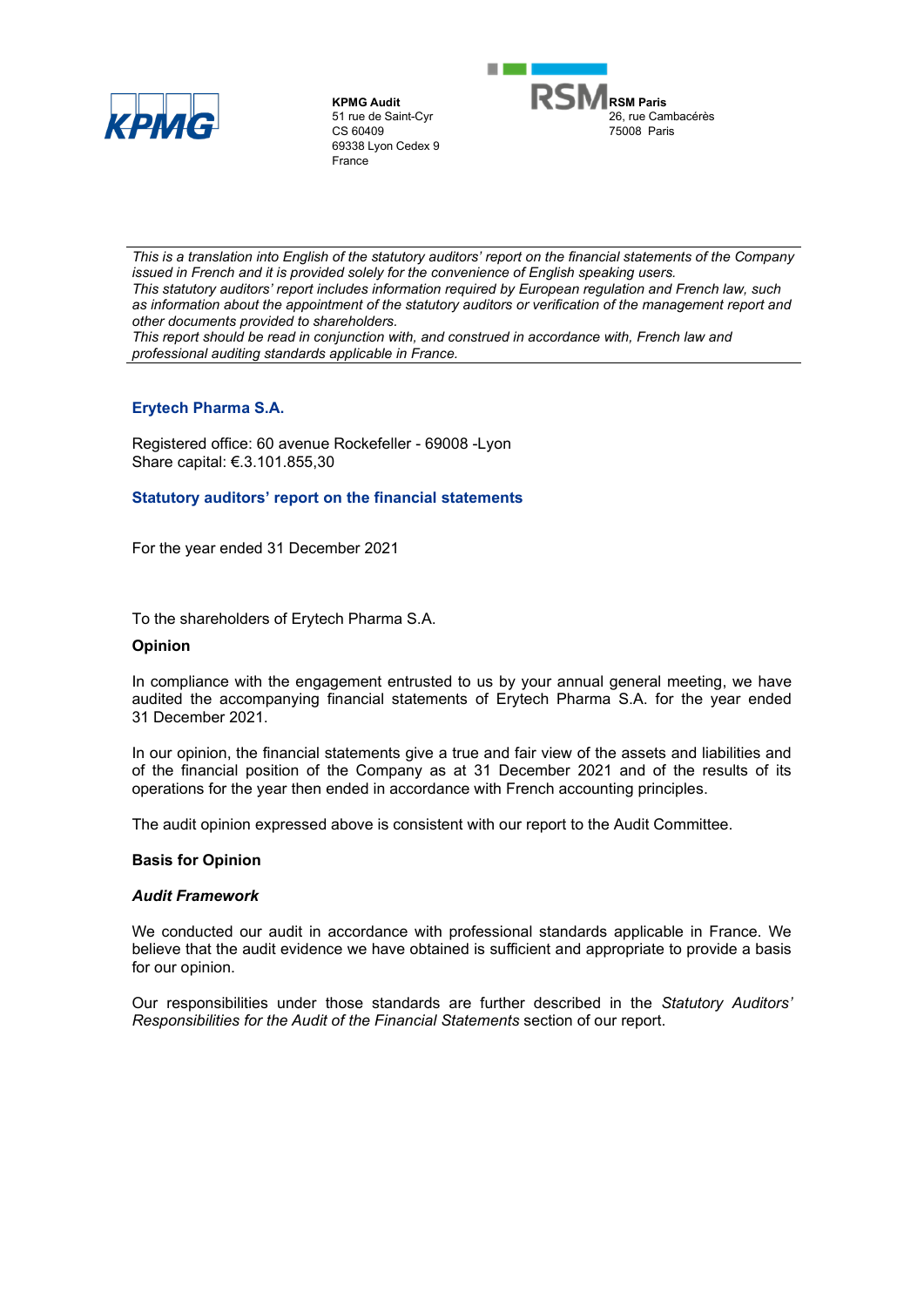**KPMG Audit**
51 rue de Saint-Cyr
CS 60409
69338 Lyon Cedex 9
France

**RSM Paris**
26, rue Cambacérès
75008 Paris

---

*This is a translation into English of the statutory auditors' report on the financial statements of the Company issued in French and it is provided solely for the convenience of English speaking users.*
*This statutory auditors' report includes information required by European regulation and French law, such as information about the appointment of the statutory auditors or verification of the management report and other documents provided to shareholders.*
*This report should be read in conjunction with, and construed in accordance with, French law and professional auditing standards applicable in France.*

---

## Erytech Pharma S.A.

Registered office: 60 avenue Rockefeller - 69008 -Lyon
Share capital: €.3.101.855,30

## Statutory auditors' report on the financial statements

For the year ended 31 December 2021

To the shareholders of Erytech Pharma S.A.

### Opinion

In compliance with the engagement entrusted to us by your annual general meeting, we have audited the accompanying financial statements of Erytech Pharma S.A. for the year ended 31 December 2021.

In our opinion, the financial statements give a true and fair view of the assets and liabilities and of the financial position of the Company as at 31 December 2021 and of the results of its operations for the year then ended in accordance with French accounting principles.

The audit opinion expressed above is consistent with our report to the Audit Committee.

### Basis for Opinion

#### *Audit Framework*

We conducted our audit in accordance with professional standards applicable in France. We believe that the audit evidence we have obtained is sufficient and appropriate to provide a basis for our opinion.

Our responsibilities under those standards are further described in the *Statutory Auditors' Responsibilities for the Audit of the Financial Statements* section of our report.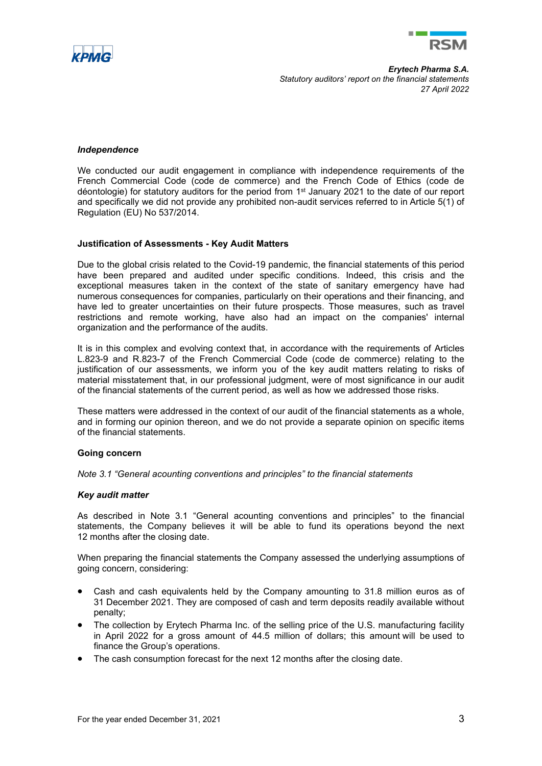### *Independence*

We conducted our audit engagement in compliance with independence requirements of the French Commercial Code (code de commerce) and the French Code of Ethics (code de déontologie) for statutory auditors for the period from 1st January 2021 to the date of our report and specifically we did not provide any prohibited non-audit services referred to in Article 5(1) of Regulation (EU) No 537/2014.

## Justification of Assessments - Key Audit Matters

Due to the global crisis related to the Covid-19 pandemic, the financial statements of this period have been prepared and audited under specific conditions. Indeed, this crisis and the exceptional measures taken in the context of the state of sanitary emergency have had numerous consequences for companies, particularly on their operations and their financing, and have led to greater uncertainties on their future prospects. Those measures, such as travel restrictions and remote working, have also had an impact on the companies' internal organization and the performance of the audits.

It is in this complex and evolving context that, in accordance with the requirements of Articles L.823-9 and R.823-7 of the French Commercial Code (code de commerce) relating to the justification of our assessments, we inform you of the key audit matters relating to risks of material misstatement that, in our professional judgment, were of most significance in our audit of the financial statements of the current period, as well as how we addressed those risks.

These matters were addressed in the context of our audit of the financial statements as a whole, and in forming our opinion thereon, and we do not provide a separate opinion on specific items of the financial statements.

### Going concern

*Note 3.1 "General accounting conventions and principles" to the financial statements*

#### *Key audit matter*

As described in Note 3.1 "General acounting conventions and principles" to the financial statements, the Company believes it will be able to fund its operations beyond the next 12 months after the closing date.

When preparing the financial statements the Company assessed the underlying assumptions of going concern, considering:

- Cash and cash equivalents held by the Company amounting to 31.8 million euros as of 31 December 2021. They are composed of cash and term deposits readily available without penalty;
- The collection by Erytech Pharma Inc. of the selling price of the U.S. manufacturing facility in April 2022 for a gross amount of 44.5 million of dollars; this amount will be used to finance the Group's operations.
- The cash consumption forecast for the next 12 months after the closing date.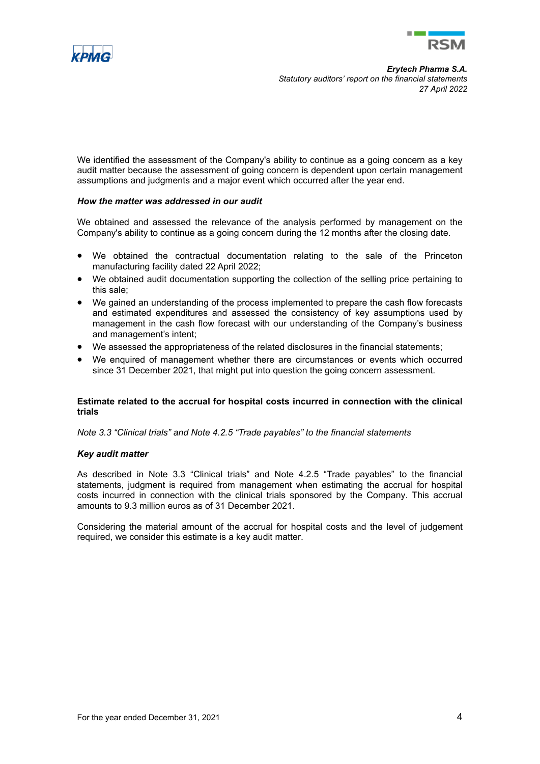We identified the assessment of the Company's ability to continue as a going concern as a key audit matter because the assessment of going concern is dependent upon certain management assumptions and judgments and a major event which occurred after the year end.

***How the matter was addressed in our audit***

We obtained and assessed the relevance of the analysis performed by management on the Company's ability to continue as a going concern during the 12 months after the closing date.

- We obtained the contractual documentation relating to the sale of the Princeton manufacturing facility dated 22 April 2022;
- We obtained audit documentation supporting the collection of the selling price pertaining to this sale;
- We gained an understanding of the process implemented to prepare the cash flow forecasts and estimated expenditures and assessed the consistency of key assumptions used by management in the cash flow forecast with our understanding of the Company's business and management's intent;
- We assessed the appropriateness of the related disclosures in the financial statements;
- We enquired of management whether there are circumstances or events which occurred since 31 December 2021, that might put into question the going concern assessment.

**Estimate related to the accrual for hospital costs incurred in connection with the clinical trials**

*Note 3.3 "Clinical trials" and Note 4.2.5 "Trade payables" to the financial statements*

***Key audit matter***

As described in Note 3.3 "Clinical trials" and Note 4.2.5 "Trade payables" to the financial statements, judgment is required from management when estimating the accrual for hospital costs incurred in connection with the clinical trials sponsored by the Company. This accrual amounts to 9.3 million euros as of 31 December 2021.

Considering the material amount of the accrual for hospital costs and the level of judgement required, we consider this estimate is a key audit matter.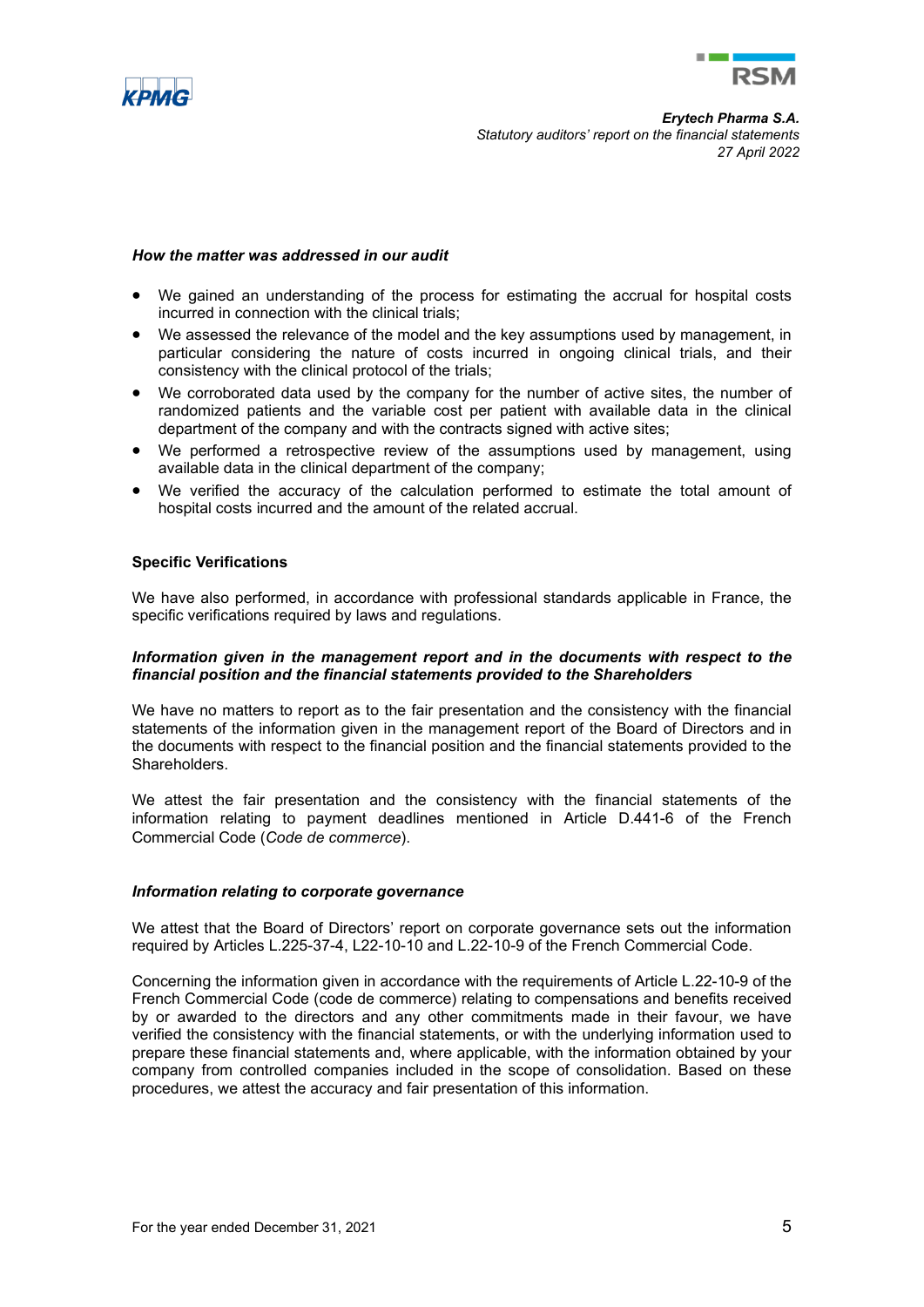***How the matter was addressed in our audit***

- We gained an understanding of the process for estimating the accrual for hospital costs incurred in connection with the clinical trials;
- We assessed the relevance of the model and the key assumptions used by management, in particular considering the nature of costs incurred in ongoing clinical trials, and their consistency with the clinical protocol of the trials;
- We corroborated data used by the company for the number of active sites, the number of randomized patients and the variable cost per patient with available data in the clinical department of the company and with the contracts signed with active sites;
- We performed a retrospective review of the assumptions used by management, using available data in the clinical department of the company;
- We verified the accuracy of the calculation performed to estimate the total amount of hospital costs incurred and the amount of the related accrual.

**Specific Verifications**

We have also performed, in accordance with professional standards applicable in France, the specific verifications required by laws and regulations.

***Information given in the management report and in the documents with respect to the financial position and the financial statements provided to the Shareholders***

We have no matters to report as to the fair presentation and the consistency with the financial statements of the information given in the management report of the Board of Directors and in the documents with respect to the financial position and the financial statements provided to the Shareholders.

We attest the fair presentation and the consistency with the financial statements of the information relating to payment deadlines mentioned in Article D.441-6 of the French Commercial Code (*Code de commerce*).

***Information relating to corporate governance***

We attest that the Board of Directors' report on corporate governance sets out the information required by Articles L.225-37-4, L22-10-10 and L.22-10-9 of the French Commercial Code.

Concerning the information given in accordance with the requirements of Article L.22-10-9 of the French Commercial Code (code de commerce) relating to compensations and benefits received by or awarded to the directors and any other commitments made in their favour, we have verified the consistency with the financial statements, or with the underlying information used to prepare these financial statements and, where applicable, with the information obtained by your company from controlled companies included in the scope of consolidation. Based on these procedures, we attest the accuracy and fair presentation of this information.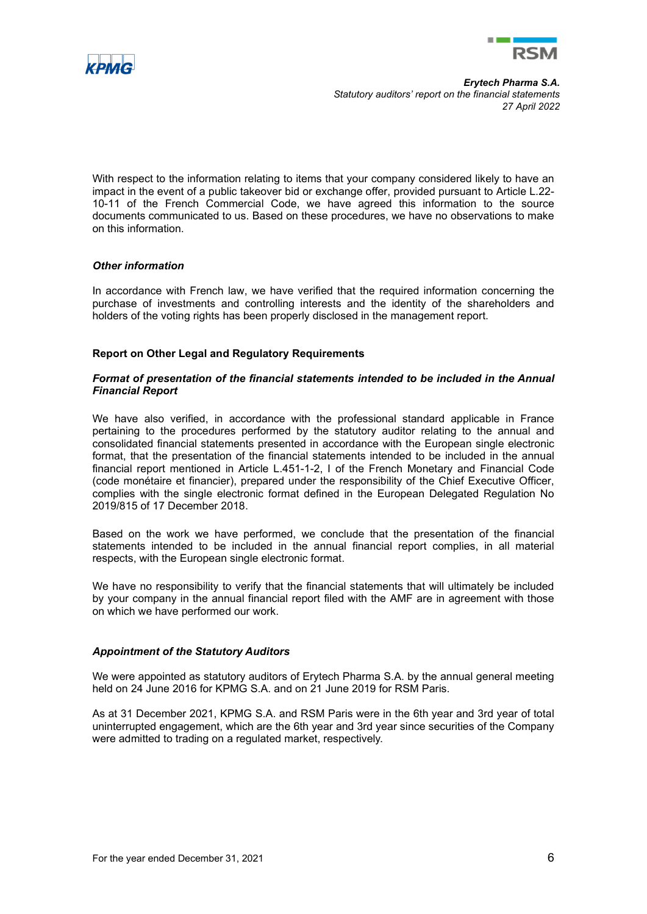With respect to the information relating to items that your company considered likely to have an impact in the event of a public takeover bid or exchange offer, provided pursuant to Article L.22-10-11 of the French Commercial Code, we have agreed this information to the source documents communicated to us. Based on these procedures, we have no observations to make on this information.

### *Other information*

In accordance with French law, we have verified that the required information concerning the purchase of investments and controlling interests and the identity of the shareholders and holders of the voting rights has been properly disclosed in the management report.

## Report on Other Legal and Regulatory Requirements

### ***Format of presentation of the financial statements intended to be included in the Annual Financial Report***

We have also verified, in accordance with the professional standard applicable in France pertaining to the procedures performed by the statutory auditor relating to the annual and consolidated financial statements presented in accordance with the European single electronic format, that the presentation of the financial statements intended to be included in the annual financial report mentioned in Article L.451-1-2, I of the French Monetary and Financial Code (code monétaire et financier), prepared under the responsibility of the Chief Executive Officer, complies with the single electronic format defined in the European Delegated Regulation No 2019/815 of 17 December 2018.

Based on the work we have performed, we conclude that the presentation of the financial statements intended to be included in the annual financial report complies, in all material respects, with the European single electronic format.

We have no responsibility to verify that the financial statements that will ultimately be included by your company in the annual financial report filed with the AMF are in agreement with those on which we have performed our work.

### ***Appointment of the Statutory Auditors***

We were appointed as statutory auditors of Erytech Pharma S.A. by the annual general meeting held on 24 June 2016 for KPMG S.A. and on 21 June 2019 for RSM Paris.

As at 31 December 2021, KPMG S.A. and RSM Paris were in the 6th year and 3rd year of total uninterrupted engagement, which are the 6th year and 3rd year since securities of the Company were admitted to trading on a regulated market, respectively.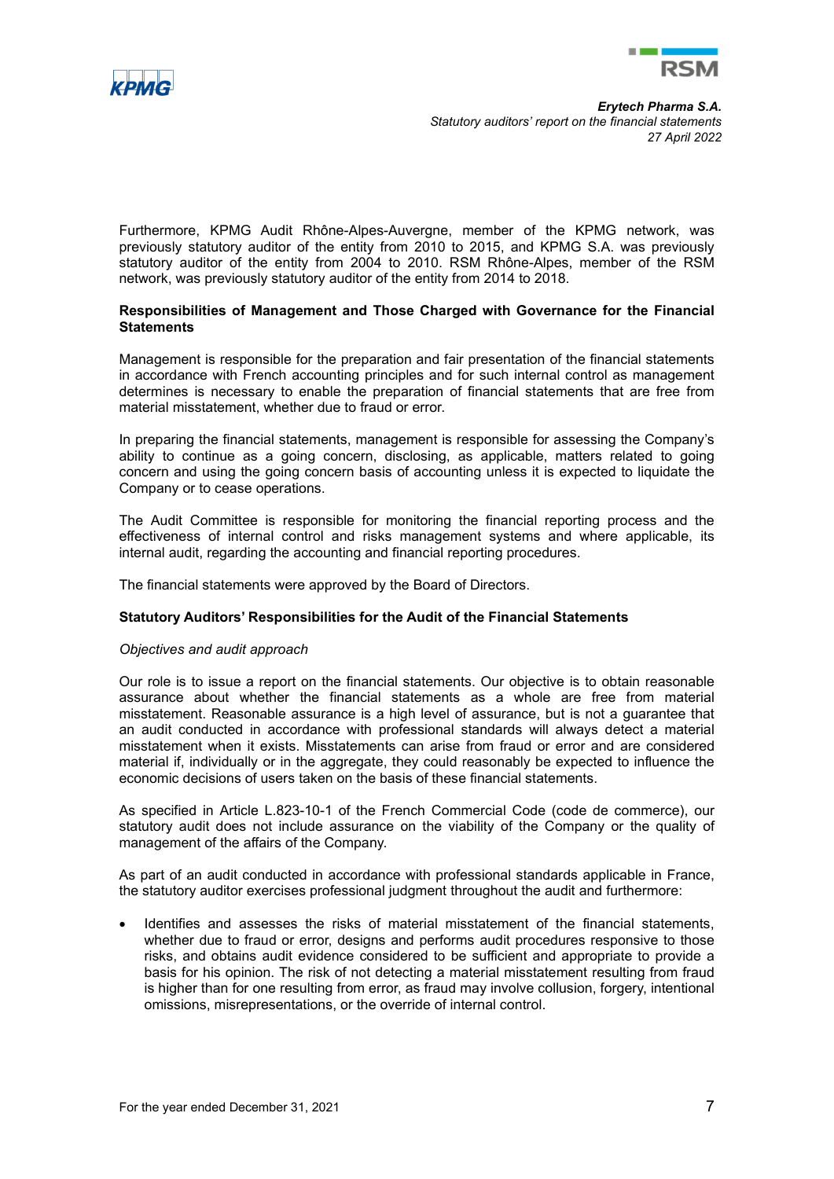Furthermore, KPMG Audit Rhône-Alpes-Auvergne, member of the KPMG network, was previously statutory auditor of the entity from 2010 to 2015, and KPMG S.A. was previously statutory auditor of the entity from 2004 to 2010. RSM Rhône-Alpes, member of the RSM network, was previously statutory auditor of the entity from 2014 to 2018.

**Responsibilities of Management and Those Charged with Governance for the Financial Statements**

Management is responsible for the preparation and fair presentation of the financial statements in accordance with French accounting principles and for such internal control as management determines is necessary to enable the preparation of financial statements that are free from material misstatement, whether due to fraud or error.

In preparing the financial statements, management is responsible for assessing the Company's ability to continue as a going concern, disclosing, as applicable, matters related to going concern and using the going concern basis of accounting unless it is expected to liquidate the Company or to cease operations.

The Audit Committee is responsible for monitoring the financial reporting process and the effectiveness of internal control and risks management systems and where applicable, its internal audit, regarding the accounting and financial reporting procedures.

The financial statements were approved by the Board of Directors.

**Statutory Auditors' Responsibilities for the Audit of the Financial Statements**

*Objectives and audit approach*

Our role is to issue a report on the financial statements. Our objective is to obtain reasonable assurance about whether the financial statements as a whole are free from material misstatement. Reasonable assurance is a high level of assurance, but is not a guarantee that an audit conducted in accordance with professional standards will always detect a material misstatement when it exists. Misstatements can arise from fraud or error and are considered material if, individually or in the aggregate, they could reasonably be expected to influence the economic decisions of users taken on the basis of these financial statements.

As specified in Article L.823-10-1 of the French Commercial Code (code de commerce), our statutory audit does not include assurance on the viability of the Company or the quality of management of the affairs of the Company.

As part of an audit conducted in accordance with professional standards applicable in France, the statutory auditor exercises professional judgment throughout the audit and furthermore:

- Identifies and assesses the risks of material misstatement of the financial statements, whether due to fraud or error, designs and performs audit procedures responsive to those risks, and obtains audit evidence considered to be sufficient and appropriate to provide a basis for his opinion. The risk of not detecting a material misstatement resulting from fraud is higher than for one resulting from error, as fraud may involve collusion, forgery, intentional omissions, misrepresentations, or the override of internal control.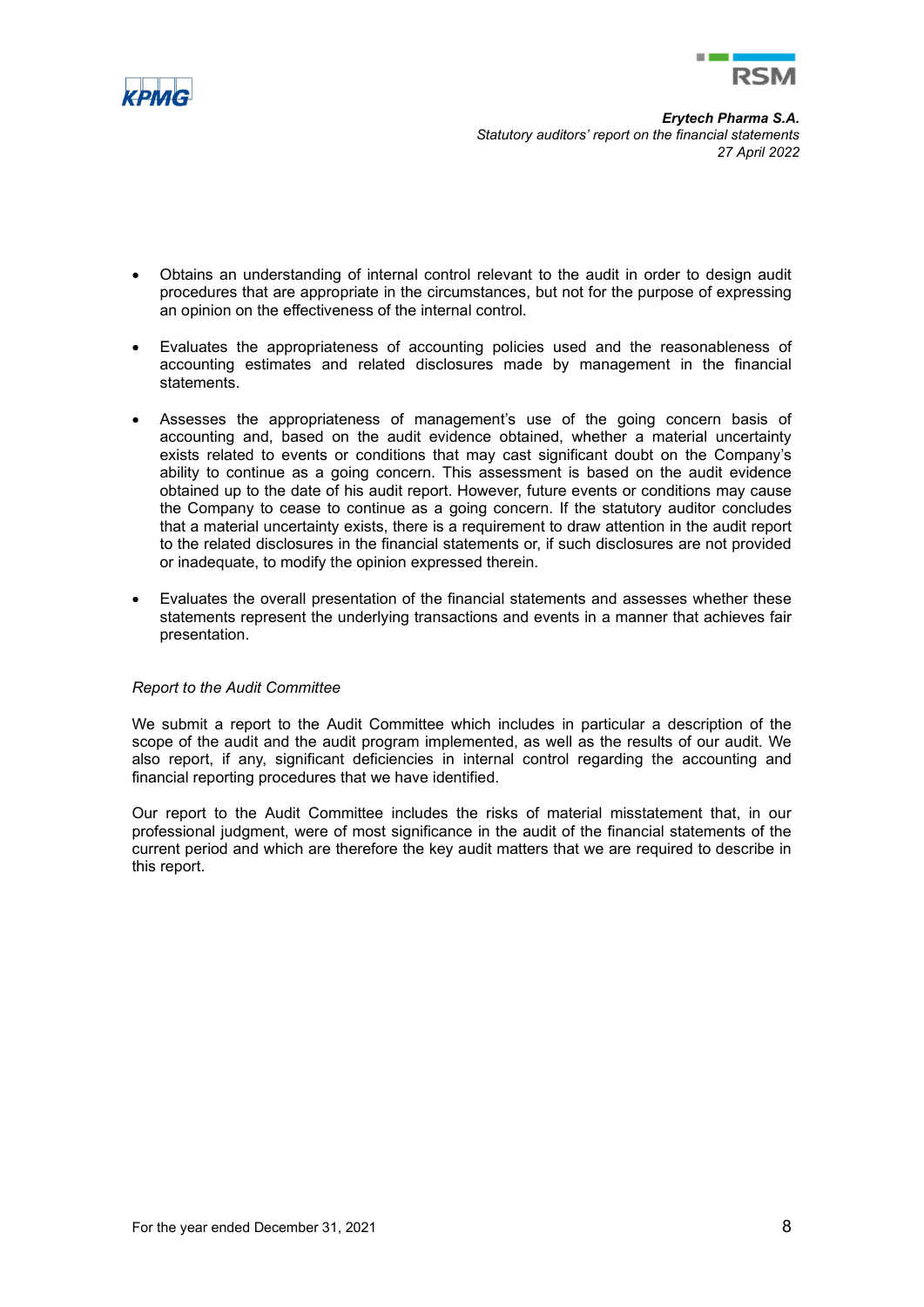- Obtains an understanding of internal control relevant to the audit in order to design audit procedures that are appropriate in the circumstances, but not for the purpose of expressing an opinion on the effectiveness of the internal control.

- Evaluates the appropriateness of accounting policies used and the reasonableness of accounting estimates and related disclosures made by management in the financial statements.

- Assesses the appropriateness of management's use of the going concern basis of accounting and, based on the audit evidence obtained, whether a material uncertainty exists related to events or conditions that may cast significant doubt on the Company's ability to continue as a going concern. This assessment is based on the audit evidence obtained up to the date of his audit report. However, future events or conditions may cause the Company to cease to continue as a going concern. If the statutory auditor concludes that a material uncertainty exists, there is a requirement to draw attention in the audit report to the related disclosures in the financial statements or, if such disclosures are not provided or inadequate, to modify the opinion expressed therein.

- Evaluates the overall presentation of the financial statements and assesses whether these statements represent the underlying transactions and events in a manner that achieves fair presentation.

*Report to the Audit Committee*

We submit a report to the Audit Committee which includes in particular a description of the scope of the audit and the audit program implemented, as well as the results of our audit. We also report, if any, significant deficiencies in internal control regarding the accounting and financial reporting procedures that we have identified.

Our report to the Audit Committee includes the risks of material misstatement that, in our professional judgment, were of most significance in the audit of the financial statements of the current period and which are therefore the key audit matters that we are required to describe in this report.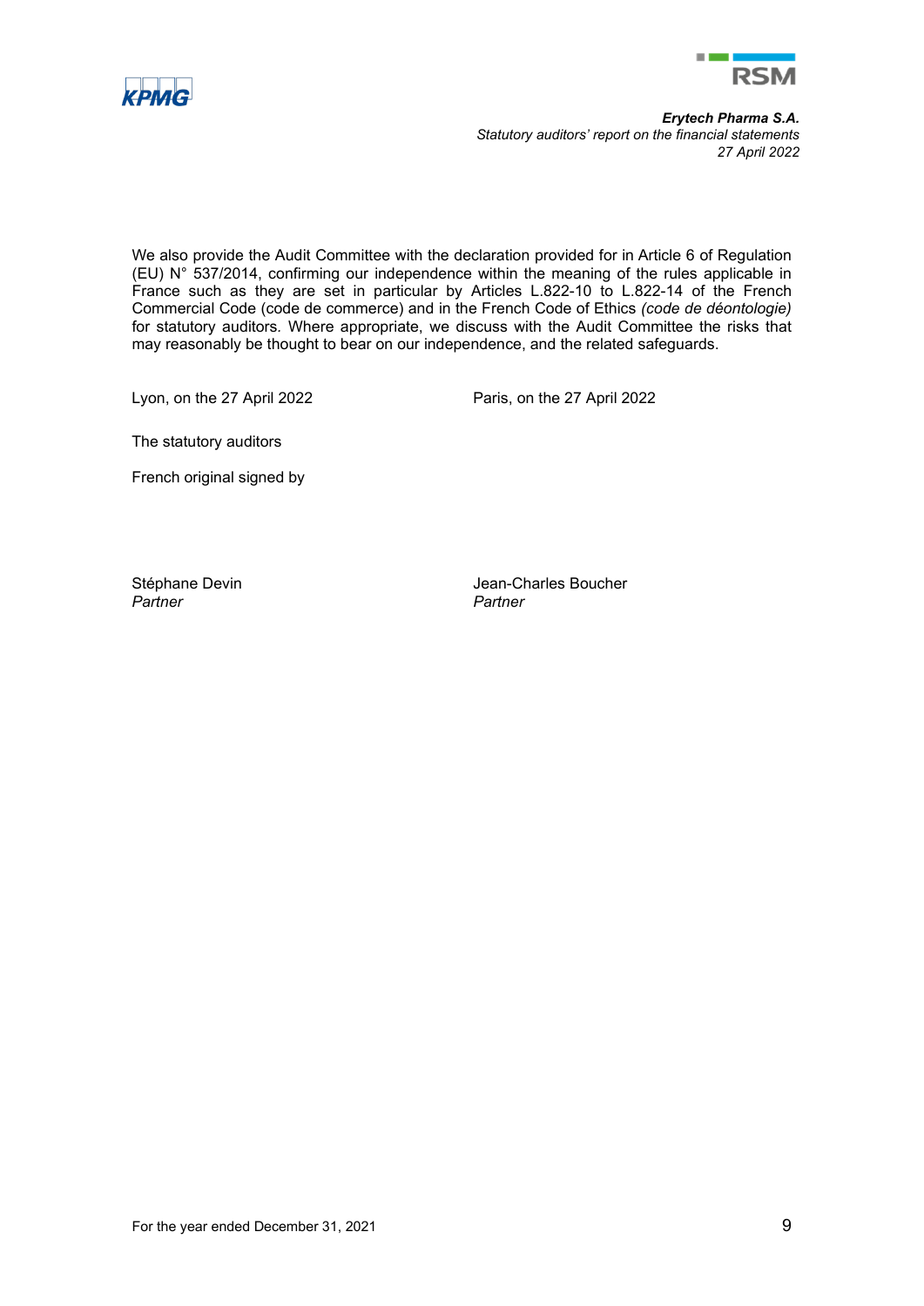We also provide the Audit Committee with the declaration provided for in Article 6 of Regulation (EU) N° 537/2014, confirming our independence within the meaning of the rules applicable in France such as they are set in particular by Articles L.822-10 to L.822-14 of the French Commercial Code (code de commerce) and in the French Code of Ethics *(code de déontologie)* for statutory auditors. Where appropriate, we discuss with the Audit Committee the risks that may reasonably be thought to bear on our independence, and the related safeguards.

Lyon, on the 27 April 2022

Paris, on the 27 April 2022

The statutory auditors

French original signed by

Stéphane Devin
*Partner*

Jean-Charles Boucher
*Partner*